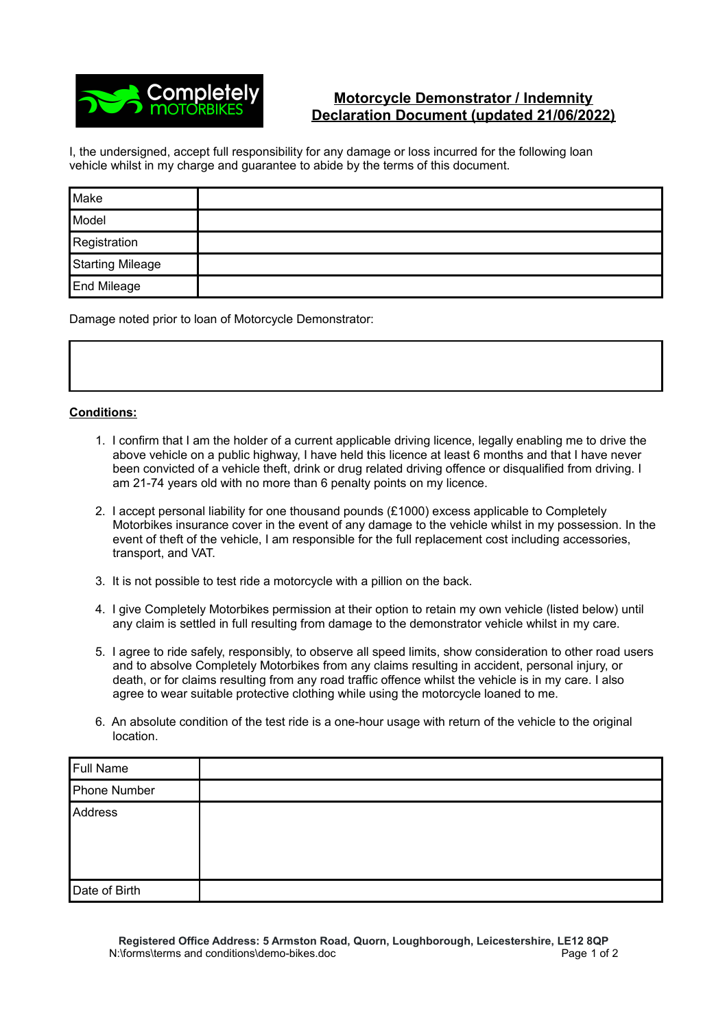Completely MOTORBIKES

# **Motorcycle Demonstrator / Indemnity Declaration Document (updated 21/06/2022)**

I, the undersigned, accept full responsibility for any damage or loss incurred for the following loan vehicle whilst in my charge and guarantee to abide by the terms of this document.

| Make | |
|---|---|
| Model | |
| Registration | |
| Starting Mileage | |
| End Mileage | |

Damage noted prior to loan of Motorcycle Demonstrator:

| |
|---|
| |

**Conditions:**

1. I confirm that I am the holder of a current applicable driving licence, legally enabling me to drive the above vehicle on a public highway, I have held this licence at least 6 months and that I have never been convicted of a vehicle theft, drink or drug related driving offence or disqualified from driving. I am 21-74 years old with no more than 6 penalty points on my licence.

2. I accept personal liability for one thousand pounds (£1000) excess applicable to Completely Motorbikes insurance cover in the event of any damage to the vehicle whilst in my possession. In the event of theft of the vehicle, I am responsible for the full replacement cost including accessories, transport, and VAT.

3. It is not possible to test ride a motorcycle with a pillion on the back.

4. I give Completely Motorbikes permission at their option to retain my own vehicle (listed below) until any claim is settled in full resulting from damage to the demonstrator vehicle whilst in my care.

5. I agree to ride safely, responsibly, to observe all speed limits, show consideration to other road users and to absolve Completely Motorbikes from any claims resulting in accident, personal injury, or death, or for claims resulting from any road traffic offence whilst the vehicle is in my care. I also agree to wear suitable protective clothing while using the motorcycle loaned to me.

6. An absolute condition of the test ride is a one-hour usage with return of the vehicle to the original location.

| Full Name | |
|---|---|
| Phone Number | |
| Address | |
| Date of Birth | |

**Registered Office Address: 5 Armston Road, Quorn, Loughborough, Leicestershire, LE12 8QP**
N:\forms\terms and conditions\demo-bikes.doc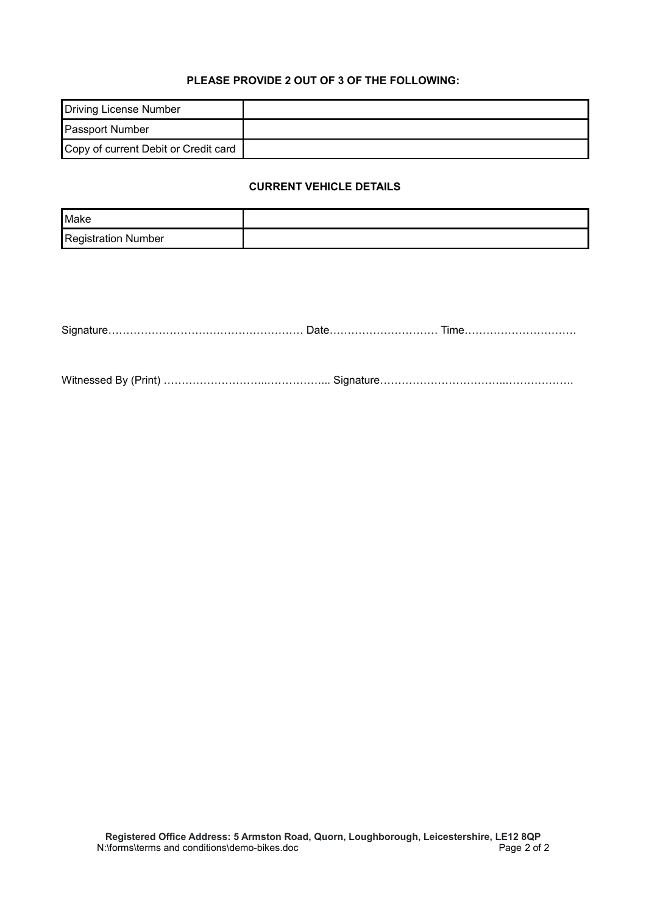**PLEASE PROVIDE 2 OUT OF 3 OF THE FOLLOWING:**

| | |
|---|---|
| Driving License Number | |
| Passport Number | |
| Copy of current Debit or Credit card | |

**CURRENT VEHICLE DETAILS**

| | |
|---|---|
| Make | |
| Registration Number | |

Signature……………………………………………… Date………………………… Time…………………………

Witnessed By (Print) ……………………..…………….. Signature……………………………..……………….

**Registered Office Address: 5 Armston Road, Quorn, Loughborough, Leicestershire, LE12 8QP**

N:\forms\terms and conditions\demo-bikes.doc